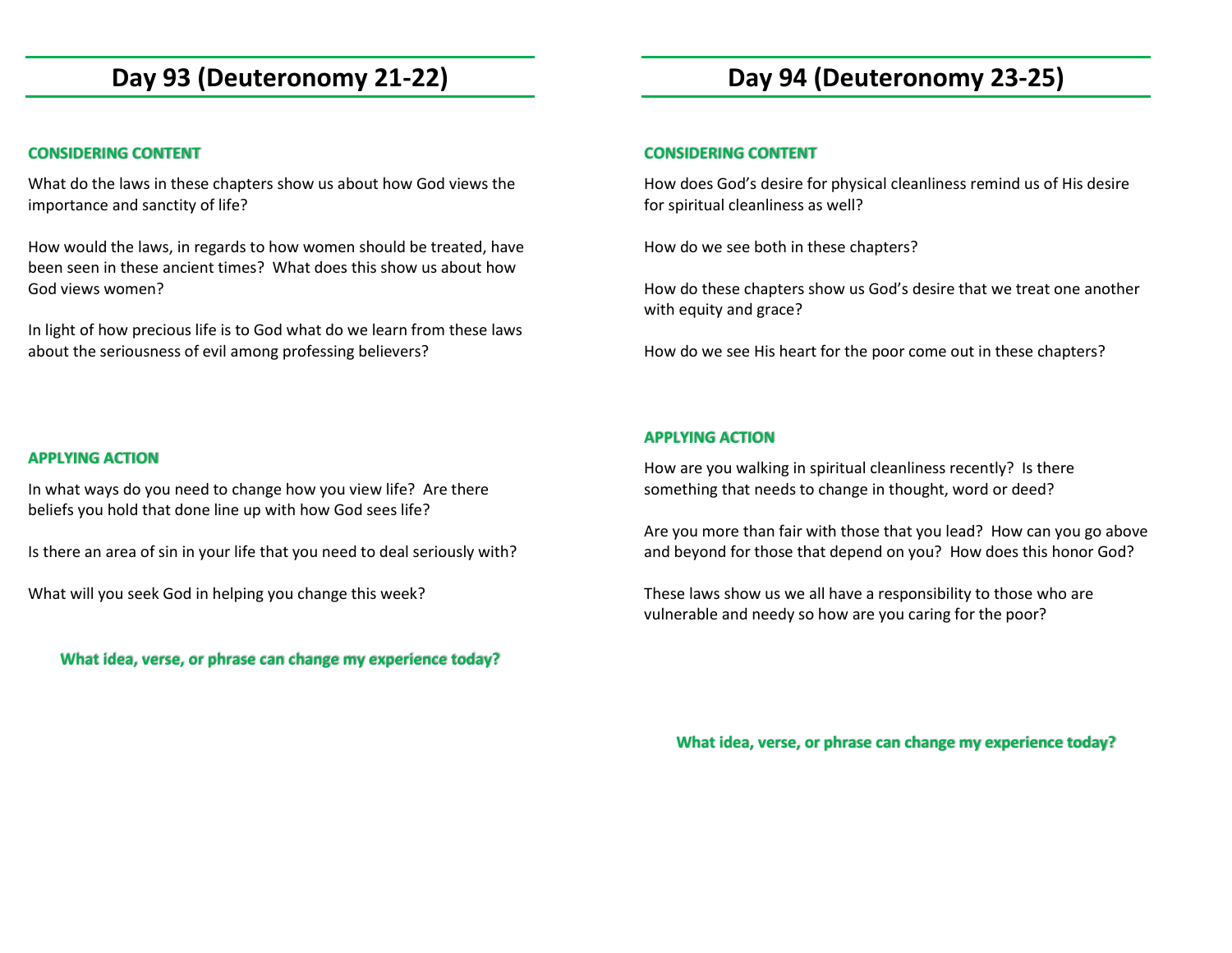# Day 93 (Deuteronomy 21-22)

**CONSIDERING CONTENT**

What do the laws in these chapters show us about how God views the importance and sanctity of life?

How would the laws, in regards to how women should be treated, have been seen in these ancient times? What does this show us about how God views women?

In light of how precious life is to God what do we learn from these laws about the seriousness of evil among professing believers?

**APPLYING ACTION**

In what ways do you need to change how you view life? Are there beliefs you hold that done line up with how God sees life?

Is there an area of sin in your life that you need to deal seriously with?

What will you seek God in helping you change this week?

**What idea, verse, or phrase can change my experience today?**

# Day 94 (Deuteronomy 23-25)

**CONSIDERING CONTENT**

How does God's desire for physical cleanliness remind us of His desire for spiritual cleanliness as well?

How do we see both in these chapters?

How do these chapters show us God's desire that we treat one another with equity and grace?

How do we see His heart for the poor come out in these chapters?

**APPLYING ACTION**

How are you walking in spiritual cleanliness recently? Is there something that needs to change in thought, word or deed?

Are you more than fair with those that you lead? How can you go above and beyond for those that depend on you? How does this honor God?

These laws show us we all have a responsibility to those who are vulnerable and needy so how are you caring for the poor?

**What idea, verse, or phrase can change my experience today?**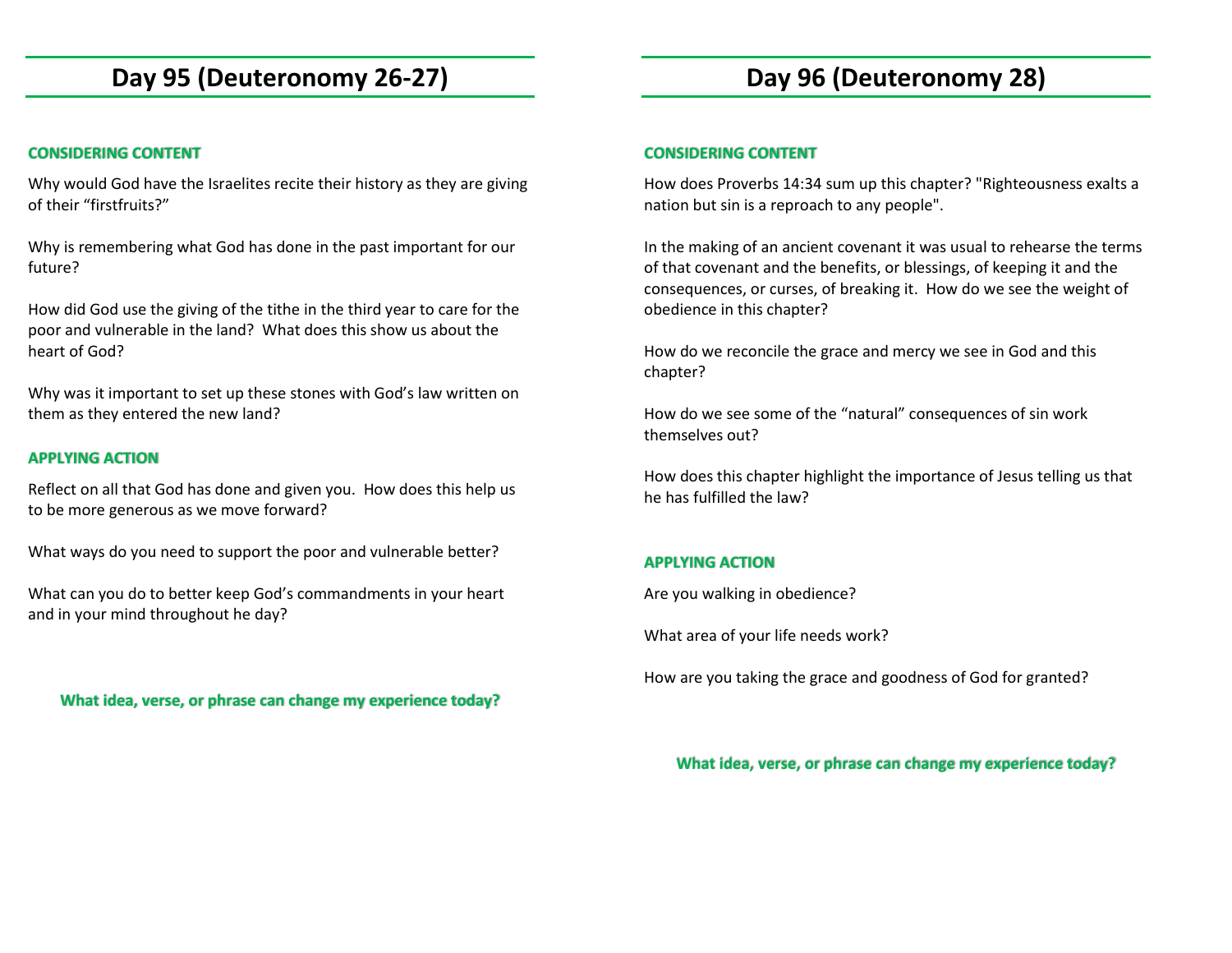# Day 95 (Deuteronomy 26-27)

**CONSIDERING CONTENT**

Why would God have the Israelites recite their history as they are giving of their "firstfruits?"

Why is remembering what God has done in the past important for our future?

How did God use the giving of the tithe in the third year to care for the poor and vulnerable in the land? What does this show us about the heart of God?

Why was it important to set up these stones with God's law written on them as they entered the new land?

**APPLYING ACTION**

Reflect on all that God has done and given you. How does this help us to be more generous as we move forward?

What ways do you need to support the poor and vulnerable better?

What can you do to better keep God's commandments in your heart and in your mind throughout he day?

**What idea, verse, or phrase can change my experience today?**

# Day 96 (Deuteronomy 28)

**CONSIDERING CONTENT**

How does Proverbs 14:34 sum up this chapter? "Righteousness exalts a nation but sin is a reproach to any people".

In the making of an ancient covenant it was usual to rehearse the terms of that covenant and the benefits, or blessings, of keeping it and the consequences, or curses, of breaking it. How do we see the weight of obedience in this chapter?

How do we reconcile the grace and mercy we see in God and this chapter?

How do we see some of the "natural" consequences of sin work themselves out?

How does this chapter highlight the importance of Jesus telling us that he has fulfilled the law?

**APPLYING ACTION**

Are you walking in obedience?

What area of your life needs work?

How are you taking the grace and goodness of God for granted?

**What idea, verse, or phrase can change my experience today?**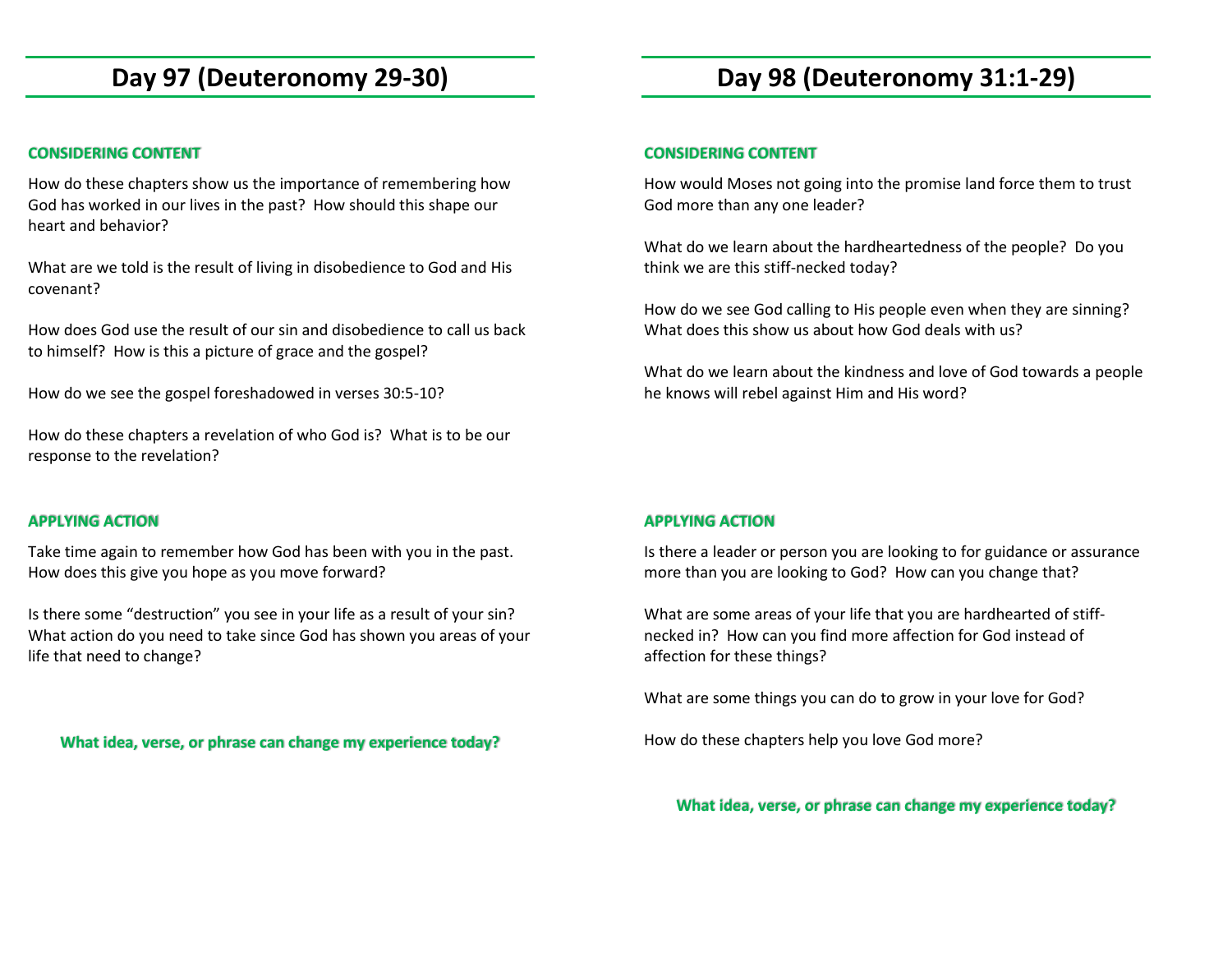# Day 97 (Deuteronomy 29-30)

### CONSIDERING CONTENT

How do these chapters show us the importance of remembering how God has worked in our lives in the past? How should this shape our heart and behavior?

What are we told is the result of living in disobedience to God and His covenant?

How does God use the result of our sin and disobedience to call us back to himself? How is this a picture of grace and the gospel?

How do we see the gospel foreshadowed in verses 30:5-10?

How do these chapters a revelation of who God is? What is to be our response to the revelation?

### APPLYING ACTION

Take time again to remember how God has been with you in the past. How does this give you hope as you move forward?

Is there some “destruction” you see in your life as a result of your sin? What action do you need to take since God has shown you areas of your life that need to change?

**What idea, verse, or phrase can change my experience today?**

# Day 98 (Deuteronomy 31:1-29)

### CONSIDERING CONTENT

How would Moses not going into the promise land force them to trust God more than any one leader?

What do we learn about the hardheartedness of the people? Do you think we are this stiff-necked today?

How do we see God calling to His people even when they are sinning? What does this show us about how God deals with us?

What do we learn about the kindness and love of God towards a people he knows will rebel against Him and His word?

### APPLYING ACTION

Is there a leader or person you are looking to for guidance or assurance more than you are looking to God? How can you change that?

What are some areas of your life that you are hardhearted of stiff-necked in? How can you find more affection for God instead of affection for these things?

What are some things you can do to grow in your love for God?

How do these chapters help you love God more?

**What idea, verse, or phrase can change my experience today?**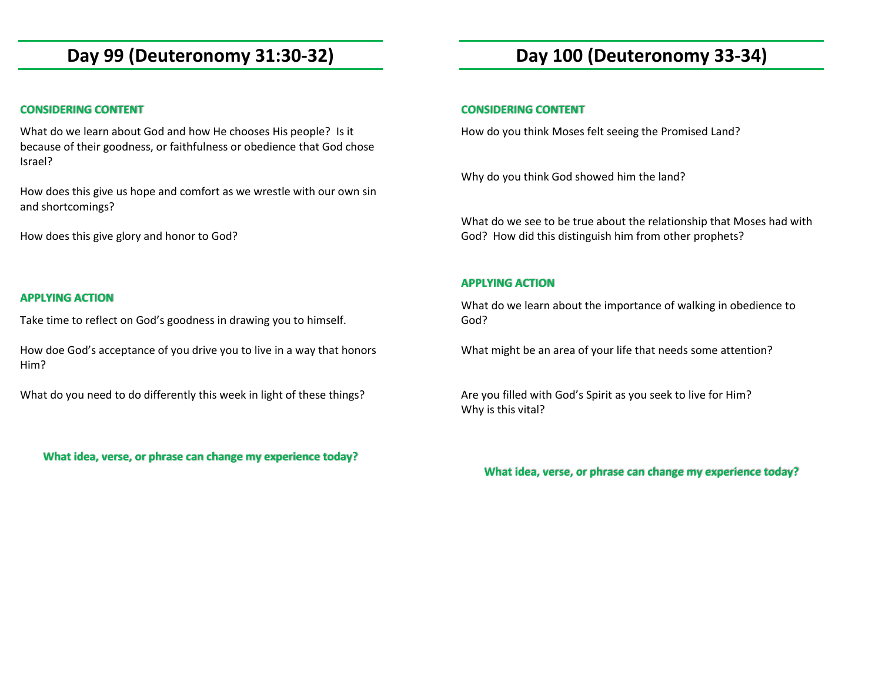# Day 99 (Deuteronomy 31:30-32)

**CONSIDERING CONTENT**

What do we learn about God and how He chooses His people? Is it because of their goodness, or faithfulness or obedience that God chose Israel?

How does this give us hope and comfort as we wrestle with our own sin and shortcomings?

How does this give glory and honor to God?

**APPLYING ACTION**

Take time to reflect on God's goodness in drawing you to himself.

How doe God's acceptance of you drive you to live in a way that honors Him?

What do you need to do differently this week in light of these things?

**What idea, verse, or phrase can change my experience today?**

# Day 100 (Deuteronomy 33-34)

**CONSIDERING CONTENT**

How do you think Moses felt seeing the Promised Land?

Why do you think God showed him the land?

What do we see to be true about the relationship that Moses had with God? How did this distinguish him from other prophets?

**APPLYING ACTION**

What do we learn about the importance of walking in obedience to God?

What might be an area of your life that needs some attention?

Are you filled with God's Spirit as you seek to live for Him?
Why is this vital?

**What idea, verse, or phrase can change my experience today?**